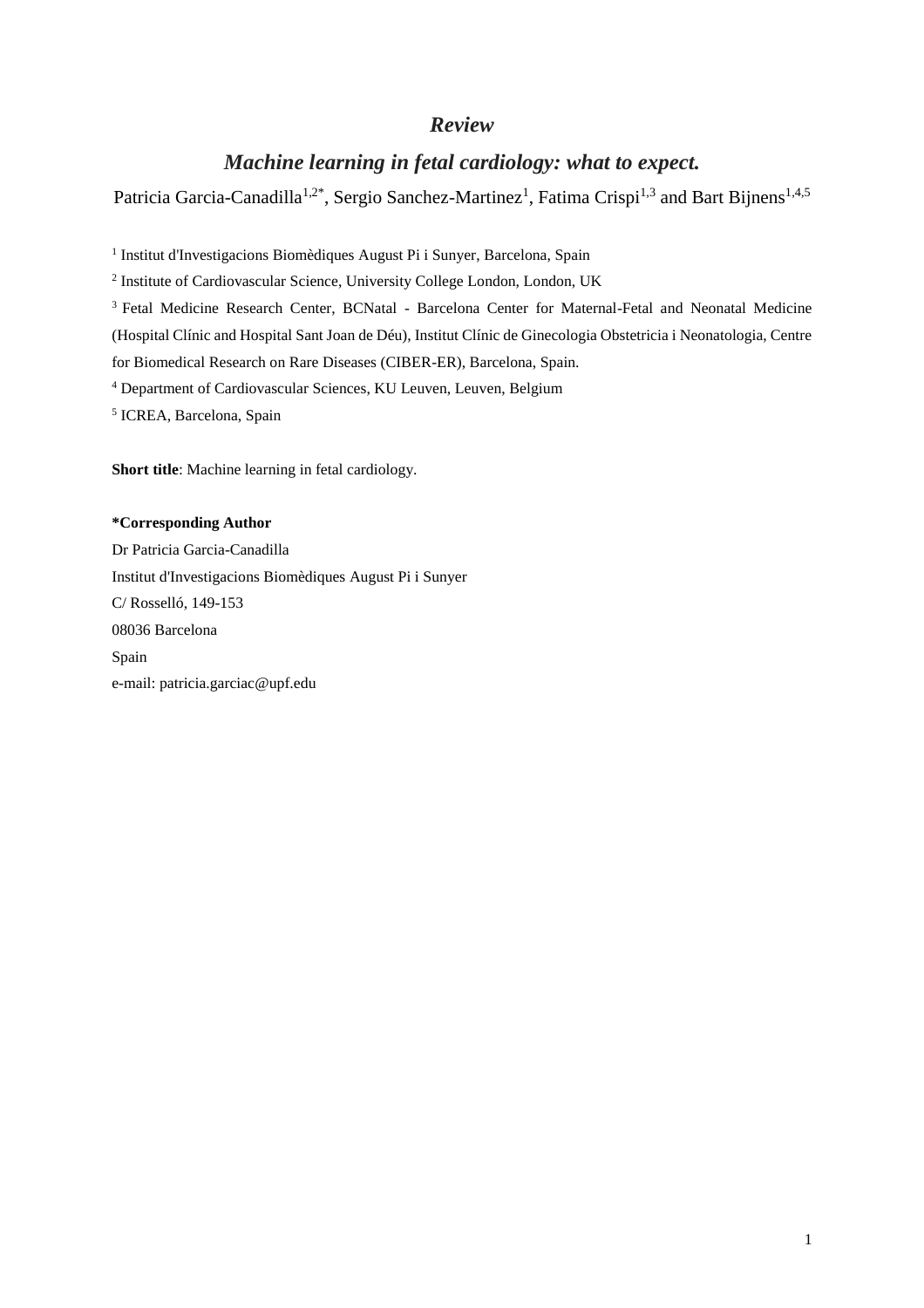***Review***

# *Machine learning in fetal cardiology: what to expect.*

Patricia Garcia-Canadilla[1,2*], Sergio Sanchez-Martinez[1], Fatima Crispi[1,3] and Bart Bijnens[1,4,5]

[1] Institut d'Investigacions Biomèdiques August Pi i Sunyer, Barcelona, Spain

[2] Institute of Cardiovascular Science, University College London, London, UK

[3] Fetal Medicine Research Center, BCNatal - Barcelona Center for Maternal-Fetal and Neonatal Medicine (Hospital Clínic and Hospital Sant Joan de Déu), Institut Clínic de Ginecologia Obstetricia i Neonatologia, Centre for Biomedical Research on Rare Diseases (CIBER-ER), Barcelona, Spain.

[4] Department of Cardiovascular Sciences, KU Leuven, Leuven, Belgium

[5] ICREA, Barcelona, Spain

**Short title**: Machine learning in fetal cardiology.

**\*Corresponding Author**

Dr Patricia Garcia-Canadilla
Institut d'Investigacions Biomèdiques August Pi i Sunyer
C/ Rosselló, 149-153
08036 Barcelona
Spain
e-mail: patricia.garciac@upf.edu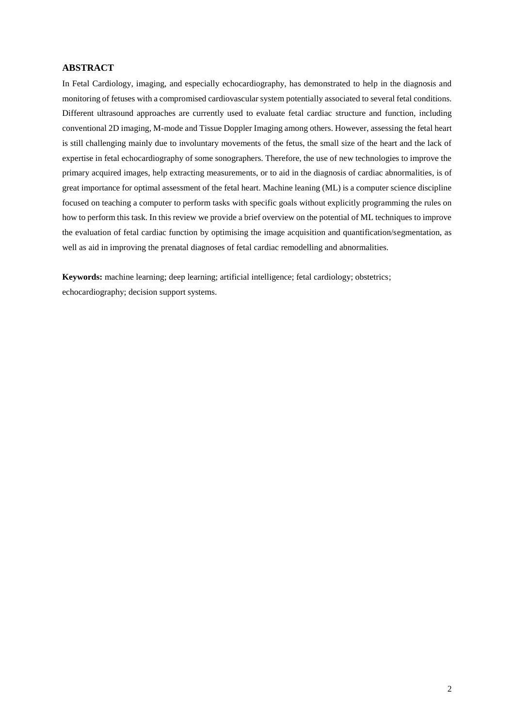## ABSTRACT

In Fetal Cardiology, imaging, and especially echocardiography, has demonstrated to help in the diagnosis and monitoring of fetuses with a compromised cardiovascular system potentially associated to several fetal conditions. Different ultrasound approaches are currently used to evaluate fetal cardiac structure and function, including conventional 2D imaging, M-mode and Tissue Doppler Imaging among others. However, assessing the fetal heart is still challenging mainly due to involuntary movements of the fetus, the small size of the heart and the lack of expertise in fetal echocardiography of some sonographers. Therefore, the use of new technologies to improve the primary acquired images, help extracting measurements, or to aid in the diagnosis of cardiac abnormalities, is of great importance for optimal assessment of the fetal heart. Machine leaning (ML) is a computer science discipline focused on teaching a computer to perform tasks with specific goals without explicitly programming the rules on how to perform this task. In this review we provide a brief overview on the potential of ML techniques to improve the evaluation of fetal cardiac function by optimising the image acquisition and quantification/segmentation, as well as aid in improving the prenatal diagnoses of fetal cardiac remodelling and abnormalities.

**Keywords:** machine learning; deep learning; artificial intelligence; fetal cardiology; obstetrics; echocardiography; decision support systems.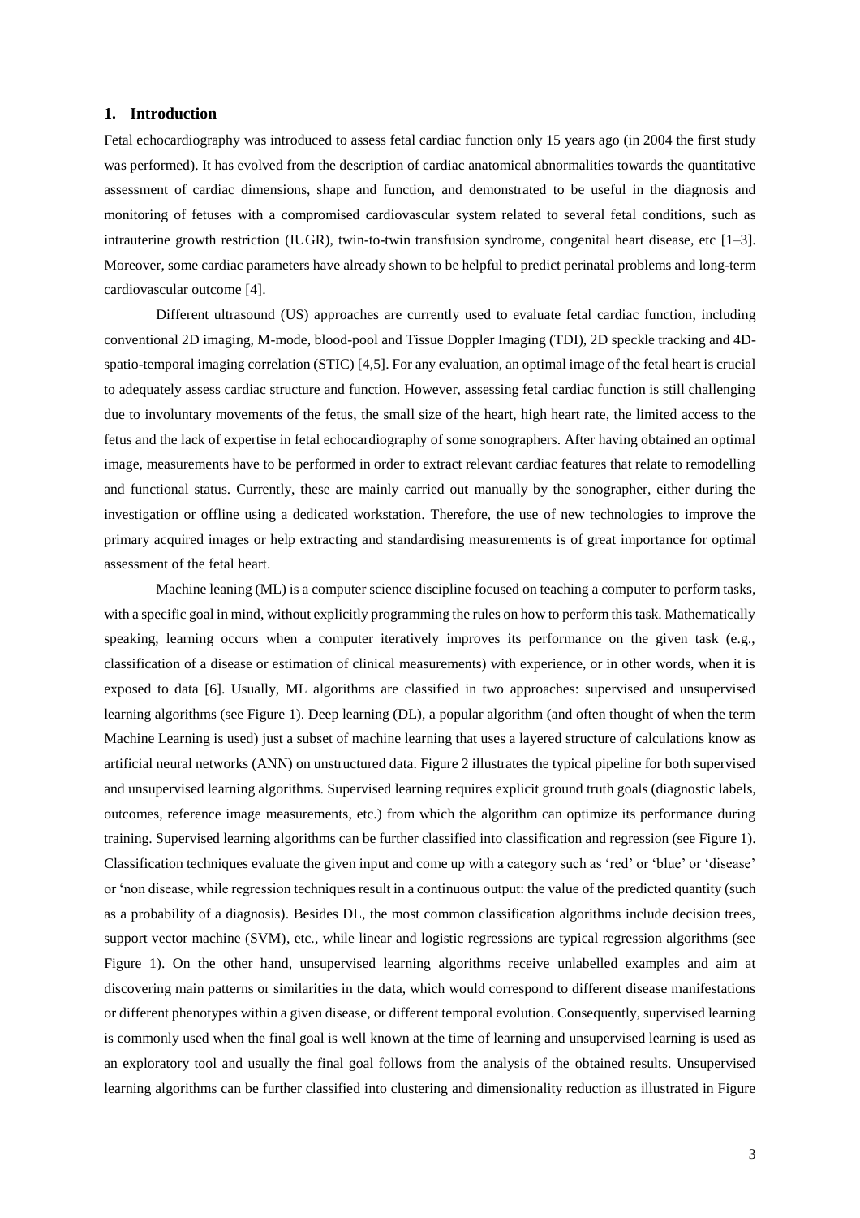## 1. Introduction

Fetal echocardiography was introduced to assess fetal cardiac function only 15 years ago (in 2004 the first study was performed). It has evolved from the description of cardiac anatomical abnormalities towards the quantitative assessment of cardiac dimensions, shape and function, and demonstrated to be useful in the diagnosis and monitoring of fetuses with a compromised cardiovascular system related to several fetal conditions, such as intrauterine growth restriction (IUGR), twin-to-twin transfusion syndrome, congenital heart disease, etc [1–3]. Moreover, some cardiac parameters have already shown to be helpful to predict perinatal problems and long-term cardiovascular outcome [4].

Different ultrasound (US) approaches are currently used to evaluate fetal cardiac function, including conventional 2D imaging, M-mode, blood-pool and Tissue Doppler Imaging (TDI), 2D speckle tracking and 4D-spatio-temporal imaging correlation (STIC) [4,5]. For any evaluation, an optimal image of the fetal heart is crucial to adequately assess cardiac structure and function. However, assessing fetal cardiac function is still challenging due to involuntary movements of the fetus, the small size of the heart, high heart rate, the limited access to the fetus and the lack of expertise in fetal echocardiography of some sonographers. After having obtained an optimal image, measurements have to be performed in order to extract relevant cardiac features that relate to remodelling and functional status. Currently, these are mainly carried out manually by the sonographer, either during the investigation or offline using a dedicated workstation. Therefore, the use of new technologies to improve the primary acquired images or help extracting and standardising measurements is of great importance for optimal assessment of the fetal heart.

Machine leaning (ML) is a computer science discipline focused on teaching a computer to perform tasks, with a specific goal in mind, without explicitly programming the rules on how to perform this task. Mathematically speaking, learning occurs when a computer iteratively improves its performance on the given task (e.g., classification of a disease or estimation of clinical measurements) with experience, or in other words, when it is exposed to data [6]. Usually, ML algorithms are classified in two approaches: supervised and unsupervised learning algorithms (see Figure 1). Deep learning (DL), a popular algorithm (and often thought of when the term Machine Learning is used) just a subset of machine learning that uses a layered structure of calculations know as artificial neural networks (ANN) on unstructured data. Figure 2 illustrates the typical pipeline for both supervised and unsupervised learning algorithms. Supervised learning requires explicit ground truth goals (diagnostic labels, outcomes, reference image measurements, etc.) from which the algorithm can optimize its performance during training. Supervised learning algorithms can be further classified into classification and regression (see Figure 1). Classification techniques evaluate the given input and come up with a category such as 'red' or 'blue' or 'disease' or 'non disease, while regression techniques result in a continuous output: the value of the predicted quantity (such as a probability of a diagnosis). Besides DL, the most common classification algorithms include decision trees, support vector machine (SVM), etc., while linear and logistic regressions are typical regression algorithms (see Figure 1). On the other hand, unsupervised learning algorithms receive unlabelled examples and aim at discovering main patterns or similarities in the data, which would correspond to different disease manifestations or different phenotypes within a given disease, or different temporal evolution. Consequently, supervised learning is commonly used when the final goal is well known at the time of learning and unsupervised learning is used as an exploratory tool and usually the final goal follows from the analysis of the obtained results. Unsupervised learning algorithms can be further classified into clustering and dimensionality reduction as illustrated in Figure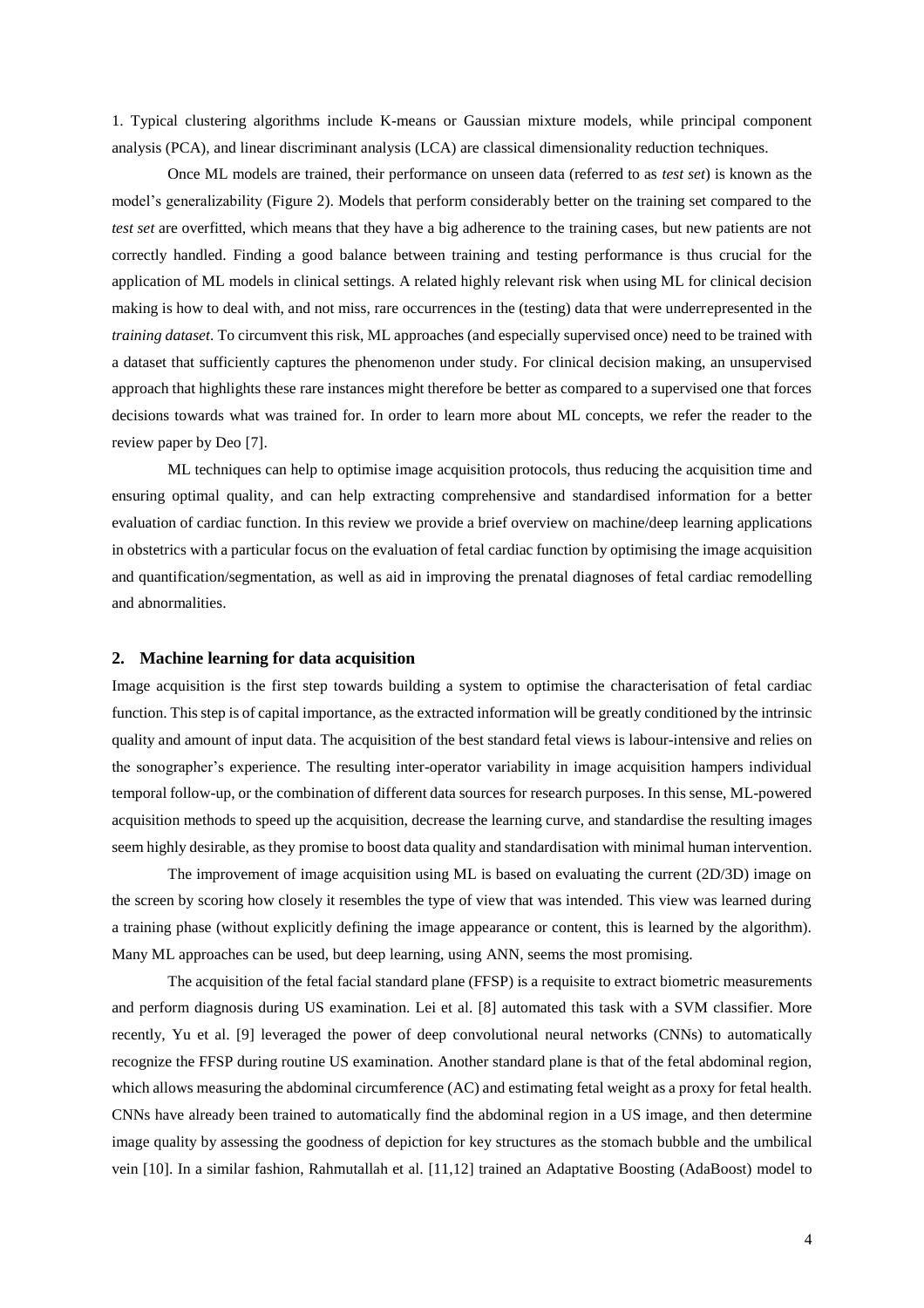1. Typical clustering algorithms include K-means or Gaussian mixture models, while principal component analysis (PCA), and linear discriminant analysis (LCA) are classical dimensionality reduction techniques.

Once ML models are trained, their performance on unseen data (referred to as *test set*) is known as the model's generalizability (Figure 2). Models that perform considerably better on the training set compared to the *test set* are overfitted, which means that they have a big adherence to the training cases, but new patients are not correctly handled. Finding a good balance between training and testing performance is thus crucial for the application of ML models in clinical settings. A related highly relevant risk when using ML for clinical decision making is how to deal with, and not miss, rare occurrences in the (testing) data that were underrepresented in the *training dataset*. To circumvent this risk, ML approaches (and especially supervised once) need to be trained with a dataset that sufficiently captures the phenomenon under study. For clinical decision making, an unsupervised approach that highlights these rare instances might therefore be better as compared to a supervised one that forces decisions towards what was trained for. In order to learn more about ML concepts, we refer the reader to the review paper by Deo [7].

ML techniques can help to optimise image acquisition protocols, thus reducing the acquisition time and ensuring optimal quality, and can help extracting comprehensive and standardised information for a better evaluation of cardiac function. In this review we provide a brief overview on machine/deep learning applications in obstetrics with a particular focus on the evaluation of fetal cardiac function by optimising the image acquisition and quantification/segmentation, as well as aid in improving the prenatal diagnoses of fetal cardiac remodelling and abnormalities.

## 2. Machine learning for data acquisition

Image acquisition is the first step towards building a system to optimise the characterisation of fetal cardiac function. This step is of capital importance, as the extracted information will be greatly conditioned by the intrinsic quality and amount of input data. The acquisition of the best standard fetal views is labour-intensive and relies on the sonographer's experience. The resulting inter-operator variability in image acquisition hampers individual temporal follow-up, or the combination of different data sources for research purposes. In this sense, ML-powered acquisition methods to speed up the acquisition, decrease the learning curve, and standardise the resulting images seem highly desirable, as they promise to boost data quality and standardisation with minimal human intervention.

The improvement of image acquisition using ML is based on evaluating the current (2D/3D) image on the screen by scoring how closely it resembles the type of view that was intended. This view was learned during a training phase (without explicitly defining the image appearance or content, this is learned by the algorithm). Many ML approaches can be used, but deep learning, using ANN, seems the most promising.

The acquisition of the fetal facial standard plane (FFSP) is a requisite to extract biometric measurements and perform diagnosis during US examination. Lei et al. [8] automated this task with a SVM classifier. More recently, Yu et al. [9] leveraged the power of deep convolutional neural networks (CNNs) to automatically recognize the FFSP during routine US examination. Another standard plane is that of the fetal abdominal region, which allows measuring the abdominal circumference (AC) and estimating fetal weight as a proxy for fetal health. CNNs have already been trained to automatically find the abdominal region in a US image, and then determine image quality by assessing the goodness of depiction for key structures as the stomach bubble and the umbilical vein [10]. In a similar fashion, Rahmutallah et al. [11,12] trained an Adaptative Boosting (AdaBoost) model to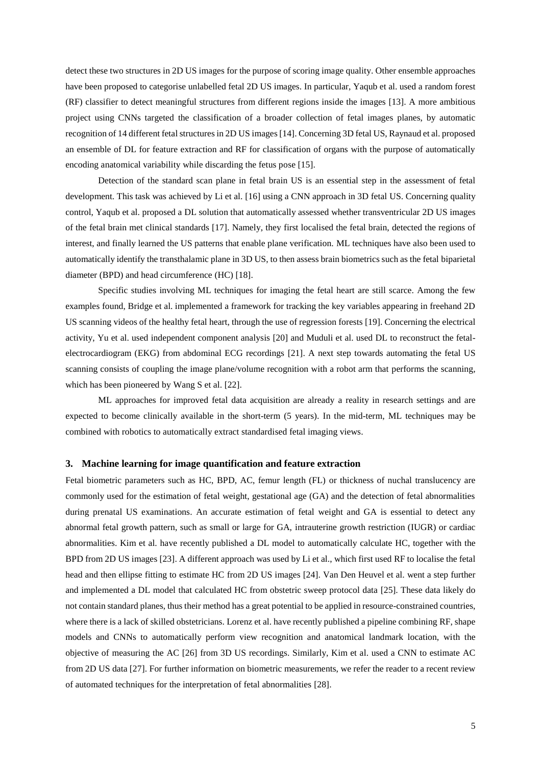detect these two structures in 2D US images for the purpose of scoring image quality. Other ensemble approaches have been proposed to categorise unlabelled fetal 2D US images. In particular, Yaqub et al. used a random forest (RF) classifier to detect meaningful structures from different regions inside the images [13]. A more ambitious project using CNNs targeted the classification of a broader collection of fetal images planes, by automatic recognition of 14 different fetal structures in 2D US images [14]. Concerning 3D fetal US, Raynaud et al. proposed an ensemble of DL for feature extraction and RF for classification of organs with the purpose of automatically encoding anatomical variability while discarding the fetus pose [15].

Detection of the standard scan plane in fetal brain US is an essential step in the assessment of fetal development. This task was achieved by Li et al. [16] using a CNN approach in 3D fetal US. Concerning quality control, Yaqub et al. proposed a DL solution that automatically assessed whether transventricular 2D US images of the fetal brain met clinical standards [17]. Namely, they first localised the fetal brain, detected the regions of interest, and finally learned the US patterns that enable plane verification. ML techniques have also been used to automatically identify the transthalamic plane in 3D US, to then assess brain biometrics such as the fetal biparietal diameter (BPD) and head circumference (HC) [18].

Specific studies involving ML techniques for imaging the fetal heart are still scarce. Among the few examples found, Bridge et al. implemented a framework for tracking the key variables appearing in freehand 2D US scanning videos of the healthy fetal heart, through the use of regression forests [19]. Concerning the electrical activity, Yu et al. used independent component analysis [20] and Muduli et al. used DL to reconstruct the fetal-electrocardiogram (EKG) from abdominal ECG recordings [21]. A next step towards automating the fetal US scanning consists of coupling the image plane/volume recognition with a robot arm that performs the scanning, which has been pioneered by Wang S et al. [22].

ML approaches for improved fetal data acquisition are already a reality in research settings and are expected to become clinically available in the short-term (5 years). In the mid-term, ML techniques may be combined with robotics to automatically extract standardised fetal imaging views.

## 3. Machine learning for image quantification and feature extraction

Fetal biometric parameters such as HC, BPD, AC, femur length (FL) or thickness of nuchal translucency are commonly used for the estimation of fetal weight, gestational age (GA) and the detection of fetal abnormalities during prenatal US examinations. An accurate estimation of fetal weight and GA is essential to detect any abnormal fetal growth pattern, such as small or large for GA, intrauterine growth restriction (IUGR) or cardiac abnormalities. Kim et al. have recently published a DL model to automatically calculate HC, together with the BPD from 2D US images [23]. A different approach was used by Li et al., which first used RF to localise the fetal head and then ellipse fitting to estimate HC from 2D US images [24]. Van Den Heuvel et al. went a step further and implemented a DL model that calculated HC from obstetric sweep protocol data [25]. These data likely do not contain standard planes, thus their method has a great potential to be applied in resource-constrained countries, where there is a lack of skilled obstetricians. Lorenz et al. have recently published a pipeline combining RF, shape models and CNNs to automatically perform view recognition and anatomical landmark location, with the objective of measuring the AC [26] from 3D US recordings. Similarly, Kim et al. used a CNN to estimate AC from 2D US data [27]. For further information on biometric measurements, we refer the reader to a recent review of automated techniques for the interpretation of fetal abnormalities [28].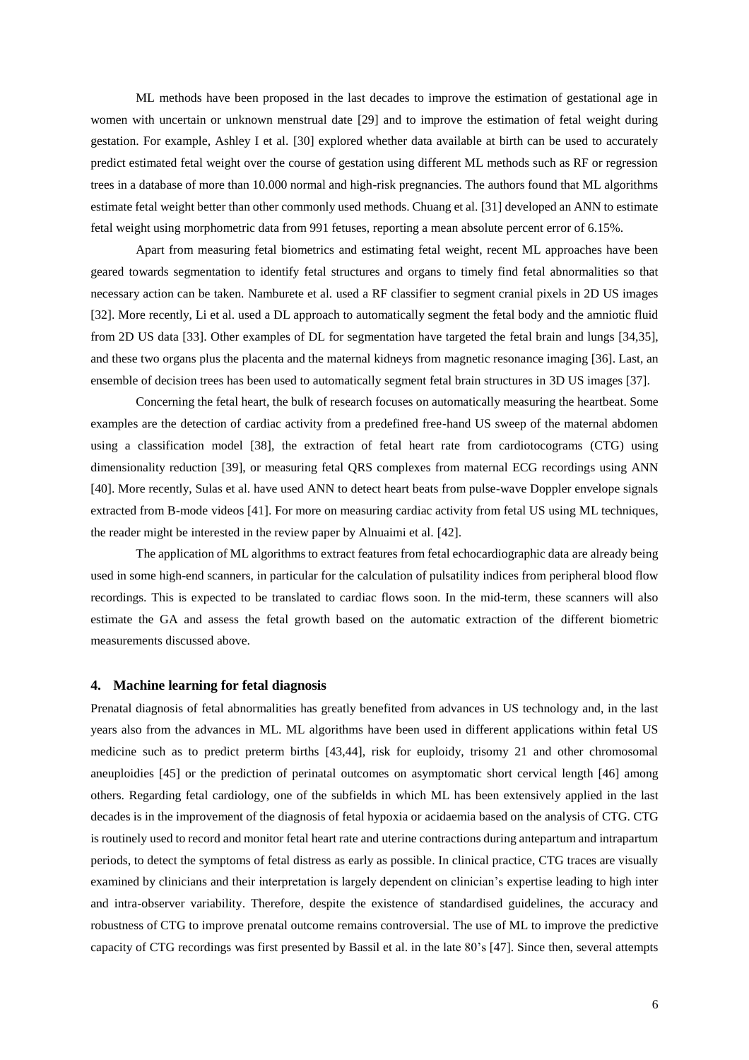ML methods have been proposed in the last decades to improve the estimation of gestational age in women with uncertain or unknown menstrual date [29] and to improve the estimation of fetal weight during gestation. For example, Ashley I et al. [30] explored whether data available at birth can be used to accurately predict estimated fetal weight over the course of gestation using different ML methods such as RF or regression trees in a database of more than 10.000 normal and high-risk pregnancies. The authors found that ML algorithms estimate fetal weight better than other commonly used methods. Chuang et al. [31] developed an ANN to estimate fetal weight using morphometric data from 991 fetuses, reporting a mean absolute percent error of 6.15%.

Apart from measuring fetal biometrics and estimating fetal weight, recent ML approaches have been geared towards segmentation to identify fetal structures and organs to timely find fetal abnormalities so that necessary action can be taken. Namburete et al. used a RF classifier to segment cranial pixels in 2D US images [32]. More recently, Li et al. used a DL approach to automatically segment the fetal body and the amniotic fluid from 2D US data [33]. Other examples of DL for segmentation have targeted the fetal brain and lungs [34,35], and these two organs plus the placenta and the maternal kidneys from magnetic resonance imaging [36]. Last, an ensemble of decision trees has been used to automatically segment fetal brain structures in 3D US images [37].

Concerning the fetal heart, the bulk of research focuses on automatically measuring the heartbeat. Some examples are the detection of cardiac activity from a predefined free-hand US sweep of the maternal abdomen using a classification model [38], the extraction of fetal heart rate from cardiotocograms (CTG) using dimensionality reduction [39], or measuring fetal QRS complexes from maternal ECG recordings using ANN [40]. More recently, Sulas et al. have used ANN to detect heart beats from pulse-wave Doppler envelope signals extracted from B-mode videos [41]. For more on measuring cardiac activity from fetal US using ML techniques, the reader might be interested in the review paper by Alnuaimi et al. [42].

The application of ML algorithms to extract features from fetal echocardiographic data are already being used in some high-end scanners, in particular for the calculation of pulsatility indices from peripheral blood flow recordings. This is expected to be translated to cardiac flows soon. In the mid-term, these scanners will also estimate the GA and assess the fetal growth based on the automatic extraction of the different biometric measurements discussed above.

## 4. Machine learning for fetal diagnosis

Prenatal diagnosis of fetal abnormalities has greatly benefited from advances in US technology and, in the last years also from the advances in ML. ML algorithms have been used in different applications within fetal US medicine such as to predict preterm births [43,44], risk for euploidy, trisomy 21 and other chromosomal aneuploidies [45] or the prediction of perinatal outcomes on asymptomatic short cervical length [46] among others. Regarding fetal cardiology, one of the subfields in which ML has been extensively applied in the last decades is in the improvement of the diagnosis of fetal hypoxia or acidaemia based on the analysis of CTG. CTG is routinely used to record and monitor fetal heart rate and uterine contractions during antepartum and intrapartum periods, to detect the symptoms of fetal distress as early as possible. In clinical practice, CTG traces are visually examined by clinicians and their interpretation is largely dependent on clinician's expertise leading to high inter and intra-observer variability. Therefore, despite the existence of standardised guidelines, the accuracy and robustness of CTG to improve prenatal outcome remains controversial. The use of ML to improve the predictive capacity of CTG recordings was first presented by Bassil et al. in the late 80's [47]. Since then, several attempts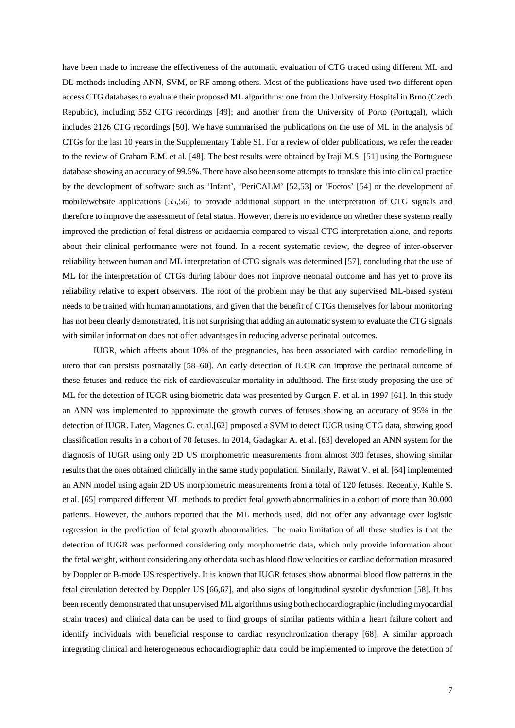have been made to increase the effectiveness of the automatic evaluation of CTG traced using different ML and DL methods including ANN, SVM, or RF among others. Most of the publications have used two different open access CTG databases to evaluate their proposed ML algorithms: one from the University Hospital in Brno (Czech Republic), including 552 CTG recordings [49]; and another from the University of Porto (Portugal), which includes 2126 CTG recordings [50]. We have summarised the publications on the use of ML in the analysis of CTGs for the last 10 years in the Supplementary Table S1. For a review of older publications, we refer the reader to the review of Graham E.M. et al. [48]. The best results were obtained by Iraji M.S. [51] using the Portuguese database showing an accuracy of 99.5%. There have also been some attempts to translate this into clinical practice by the development of software such as 'Infant', 'PeriCALM' [52,53] or 'Foetos' [54] or the development of mobile/website applications [55,56] to provide additional support in the interpretation of CTG signals and therefore to improve the assessment of fetal status. However, there is no evidence on whether these systems really improved the prediction of fetal distress or acidaemia compared to visual CTG interpretation alone, and reports about their clinical performance were not found. In a recent systematic review, the degree of inter-observer reliability between human and ML interpretation of CTG signals was determined [57], concluding that the use of ML for the interpretation of CTGs during labour does not improve neonatal outcome and has yet to prove its reliability relative to expert observers. The root of the problem may be that any supervised ML-based system needs to be trained with human annotations, and given that the benefit of CTGs themselves for labour monitoring has not been clearly demonstrated, it is not surprising that adding an automatic system to evaluate the CTG signals with similar information does not offer advantages in reducing adverse perinatal outcomes.

IUGR, which affects about 10% of the pregnancies, has been associated with cardiac remodelling in utero that can persists postnatally [58–60]. An early detection of IUGR can improve the perinatal outcome of these fetuses and reduce the risk of cardiovascular mortality in adulthood. The first study proposing the use of ML for the detection of IUGR using biometric data was presented by Gurgen F. et al. in 1997 [61]. In this study an ANN was implemented to approximate the growth curves of fetuses showing an accuracy of 95% in the detection of IUGR. Later, Magenes G. et al.[62] proposed a SVM to detect IUGR using CTG data, showing good classification results in a cohort of 70 fetuses. In 2014, Gadagkar A. et al. [63] developed an ANN system for the diagnosis of IUGR using only 2D US morphometric measurements from almost 300 fetuses, showing similar results that the ones obtained clinically in the same study population. Similarly, Rawat V. et al. [64] implemented an ANN model using again 2D US morphometric measurements from a total of 120 fetuses. Recently, Kuhle S. et al. [65] compared different ML methods to predict fetal growth abnormalities in a cohort of more than 30.000 patients. However, the authors reported that the ML methods used, did not offer any advantage over logistic regression in the prediction of fetal growth abnormalities. The main limitation of all these studies is that the detection of IUGR was performed considering only morphometric data, which only provide information about the fetal weight, without considering any other data such as blood flow velocities or cardiac deformation measured by Doppler or B-mode US respectively. It is known that IUGR fetuses show abnormal blood flow patterns in the fetal circulation detected by Doppler US [66,67], and also signs of longitudinal systolic dysfunction [58]. It has been recently demonstrated that unsupervised ML algorithms using both echocardiographic (including myocardial strain traces) and clinical data can be used to find groups of similar patients within a heart failure cohort and identify individuals with beneficial response to cardiac resynchronization therapy [68]. A similar approach integrating clinical and heterogeneous echocardiographic data could be implemented to improve the detection of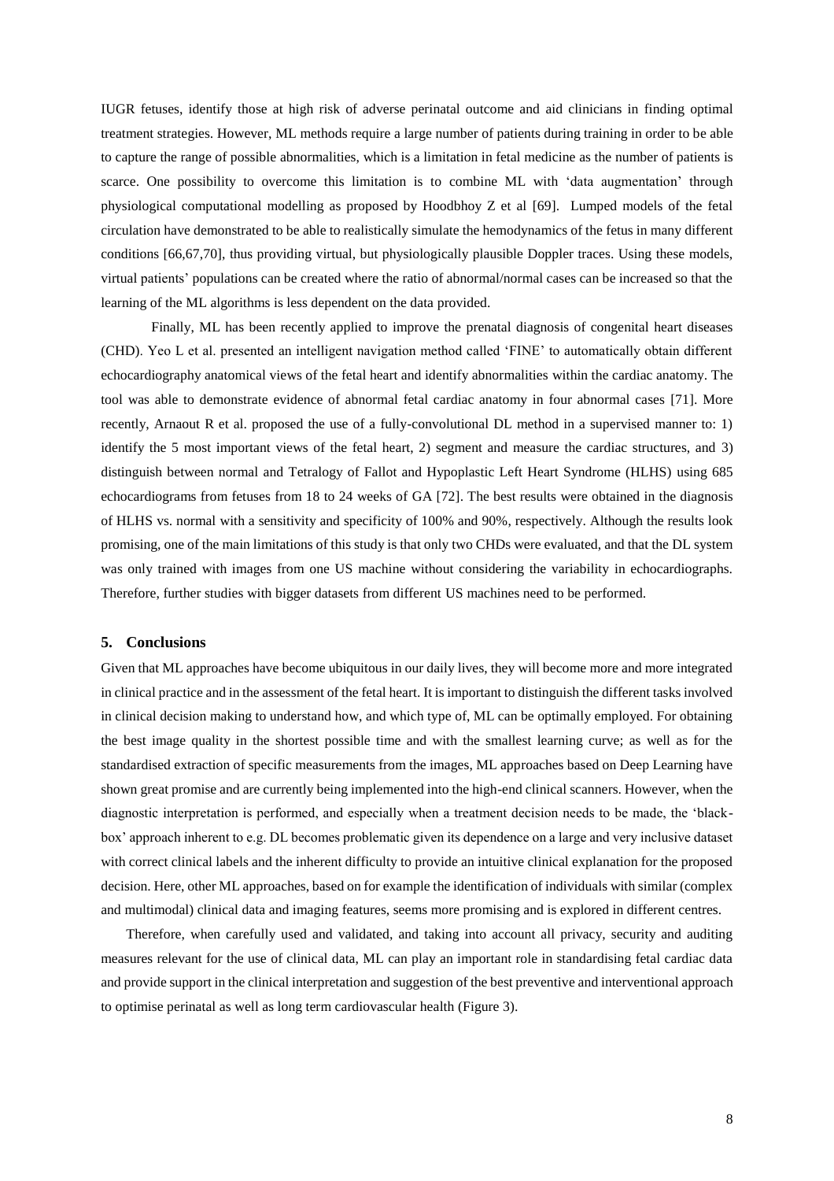IUGR fetuses, identify those at high risk of adverse perinatal outcome and aid clinicians in finding optimal treatment strategies. However, ML methods require a large number of patients during training in order to be able to capture the range of possible abnormalities, which is a limitation in fetal medicine as the number of patients is scarce. One possibility to overcome this limitation is to combine ML with 'data augmentation' through physiological computational modelling as proposed by Hoodbhoy Z et al [69]. Lumped models of the fetal circulation have demonstrated to be able to realistically simulate the hemodynamics of the fetus in many different conditions [66,67,70], thus providing virtual, but physiologically plausible Doppler traces. Using these models, virtual patients' populations can be created where the ratio of abnormal/normal cases can be increased so that the learning of the ML algorithms is less dependent on the data provided.

Finally, ML has been recently applied to improve the prenatal diagnosis of congenital heart diseases (CHD). Yeo L et al. presented an intelligent navigation method called 'FINE' to automatically obtain different echocardiography anatomical views of the fetal heart and identify abnormalities within the cardiac anatomy. The tool was able to demonstrate evidence of abnormal fetal cardiac anatomy in four abnormal cases [71]. More recently, Arnaout R et al. proposed the use of a fully-convolutional DL method in a supervised manner to: 1) identify the 5 most important views of the fetal heart, 2) segment and measure the cardiac structures, and 3) distinguish between normal and Tetralogy of Fallot and Hypoplastic Left Heart Syndrome (HLHS) using 685 echocardiograms from fetuses from 18 to 24 weeks of GA [72]. The best results were obtained in the diagnosis of HLHS vs. normal with a sensitivity and specificity of 100% and 90%, respectively. Although the results look promising, one of the main limitations of this study is that only two CHDs were evaluated, and that the DL system was only trained with images from one US machine without considering the variability in echocardiographs. Therefore, further studies with bigger datasets from different US machines need to be performed.

## 5. Conclusions

Given that ML approaches have become ubiquitous in our daily lives, they will become more and more integrated in clinical practice and in the assessment of the fetal heart. It is important to distinguish the different tasks involved in clinical decision making to understand how, and which type of, ML can be optimally employed. For obtaining the best image quality in the shortest possible time and with the smallest learning curve; as well as for the standardised extraction of specific measurements from the images, ML approaches based on Deep Learning have shown great promise and are currently being implemented into the high-end clinical scanners. However, when the diagnostic interpretation is performed, and especially when a treatment decision needs to be made, the 'black-box' approach inherent to e.g. DL becomes problematic given its dependence on a large and very inclusive dataset with correct clinical labels and the inherent difficulty to provide an intuitive clinical explanation for the proposed decision. Here, other ML approaches, based on for example the identification of individuals with similar (complex and multimodal) clinical data and imaging features, seems more promising and is explored in different centres.

Therefore, when carefully used and validated, and taking into account all privacy, security and auditing measures relevant for the use of clinical data, ML can play an important role in standardising fetal cardiac data and provide support in the clinical interpretation and suggestion of the best preventive and interventional approach to optimise perinatal as well as long term cardiovascular health (Figure 3).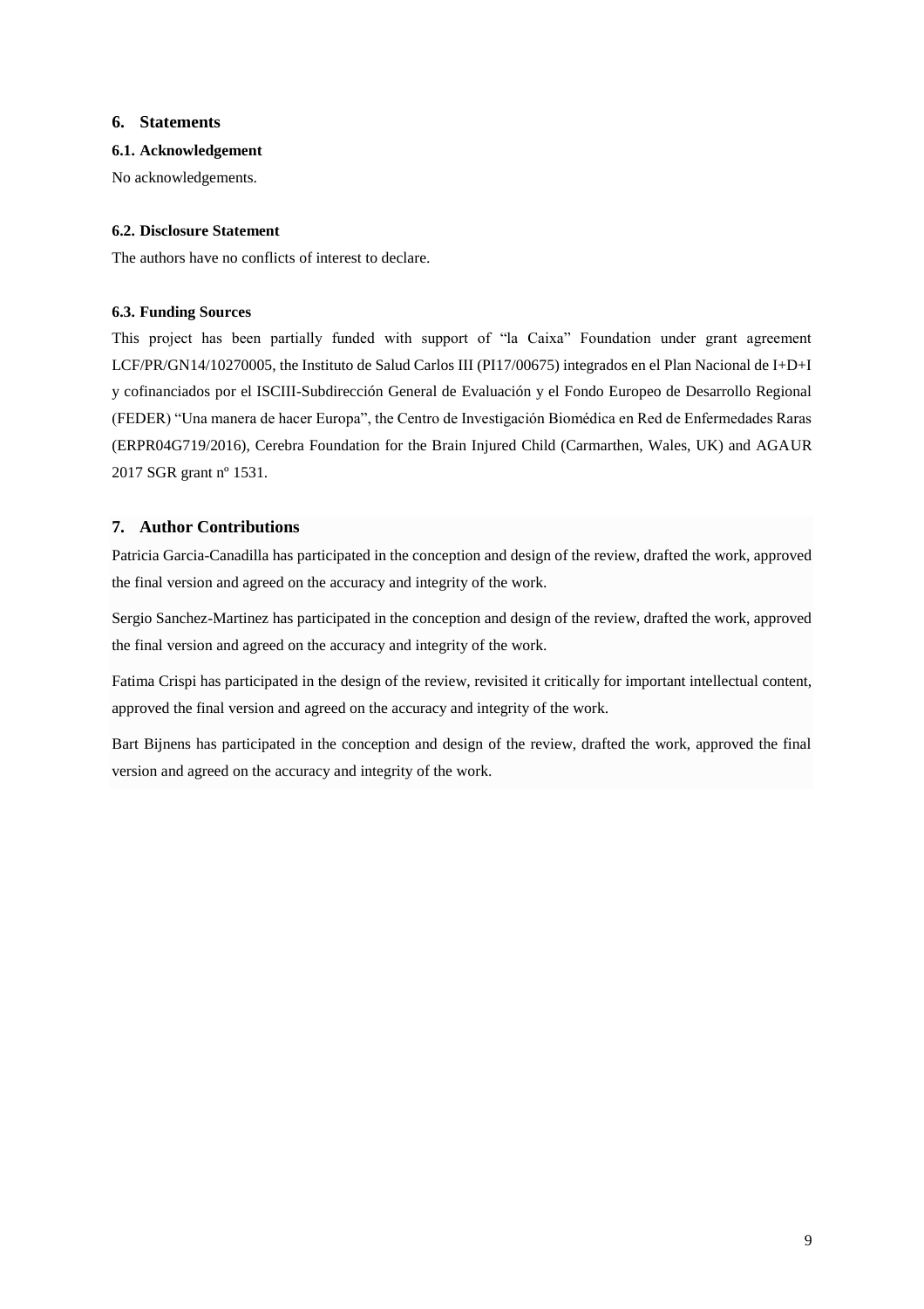## 6. Statements

### 6.1. Acknowledgement

No acknowledgements.

### 6.2. Disclosure Statement

The authors have no conflicts of interest to declare.

### 6.3. Funding Sources

This project has been partially funded with support of "la Caixa" Foundation under grant agreement LCF/PR/GN14/10270005, the Instituto de Salud Carlos III (PI17/00675) integrados en el Plan Nacional de I+D+I y cofinanciados por el ISCIII-Subdirección General de Evaluación y el Fondo Europeo de Desarrollo Regional (FEDER) "Una manera de hacer Europa", the Centro de Investigación Biomédica en Red de Enfermedades Raras (ERPR04G719/2016), Cerebra Foundation for the Brain Injured Child (Carmarthen, Wales, UK) and AGAUR 2017 SGR grant nº 1531.

## 7. Author Contributions

Patricia Garcia-Canadilla has participated in the conception and design of the review, drafted the work, approved the final version and agreed on the accuracy and integrity of the work.

Sergio Sanchez-Martinez has participated in the conception and design of the review, drafted the work, approved the final version and agreed on the accuracy and integrity of the work.

Fatima Crispi has participated in the design of the review, revisited it critically for important intellectual content, approved the final version and agreed on the accuracy and integrity of the work.

Bart Bijnens has participated in the conception and design of the review, drafted the work, approved the final version and agreed on the accuracy and integrity of the work.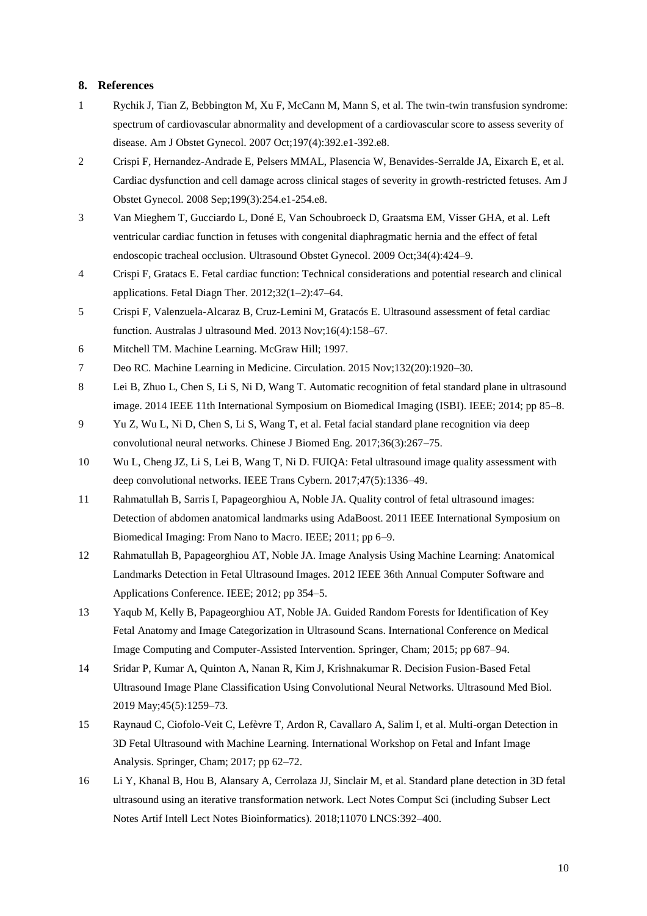## 8. References

1. Rychik J, Tian Z, Bebbington M, Xu F, McCann M, Mann S, et al. The twin-twin transfusion syndrome: spectrum of cardiovascular abnormality and development of a cardiovascular score to assess severity of disease. Am J Obstet Gynecol. 2007 Oct;197(4):392.e1-392.e8.
2. Crispi F, Hernandez-Andrade E, Pelsers MMAL, Plasencia W, Benavides-Serralde JA, Eixarch E, et al. Cardiac dysfunction and cell damage across clinical stages of severity in growth-restricted fetuses. Am J Obstet Gynecol. 2008 Sep;199(3):254.e1-254.e8.
3. Van Mieghem T, Gucciardo L, Doné E, Van Schoubroeck D, Graatsma EM, Visser GHA, et al. Left ventricular cardiac function in fetuses with congenital diaphragmatic hernia and the effect of fetal endoscopic tracheal occlusion. Ultrasound Obstet Gynecol. 2009 Oct;34(4):424–9.
4. Crispi F, Gratacs E. Fetal cardiac function: Technical considerations and potential research and clinical applications. Fetal Diagn Ther. 2012;32(1–2):47–64.
5. Crispi F, Valenzuela-Alcaraz B, Cruz-Lemini M, Gratacós E. Ultrasound assessment of fetal cardiac function. Australas J ultrasound Med. 2013 Nov;16(4):158–67.
6. Mitchell TM. Machine Learning. McGraw Hill; 1997.
7. Deo RC. Machine Learning in Medicine. Circulation. 2015 Nov;132(20):1920–30.
8. Lei B, Zhuo L, Chen S, Li S, Ni D, Wang T. Automatic recognition of fetal standard plane in ultrasound image. 2014 IEEE 11th International Symposium on Biomedical Imaging (ISBI). IEEE; 2014; pp 85–8.
9. Yu Z, Wu L, Ni D, Chen S, Li S, Wang T, et al. Fetal facial standard plane recognition via deep convolutional neural networks. Chinese J Biomed Eng. 2017;36(3):267–75.
10. Wu L, Cheng JZ, Li S, Lei B, Wang T, Ni D. FUIQA: Fetal ultrasound image quality assessment with deep convolutional networks. IEEE Trans Cybern. 2017;47(5):1336–49.
11. Rahmatullah B, Sarris I, Papageorghiou A, Noble JA. Quality control of fetal ultrasound images: Detection of abdomen anatomical landmarks using AdaBoost. 2011 IEEE International Symposium on Biomedical Imaging: From Nano to Macro. IEEE; 2011; pp 6–9.
12. Rahmatullah B, Papageorghiou AT, Noble JA. Image Analysis Using Machine Learning: Anatomical Landmarks Detection in Fetal Ultrasound Images. 2012 IEEE 36th Annual Computer Software and Applications Conference. IEEE; 2012; pp 354–5.
13. Yaqub M, Kelly B, Papageorghiou AT, Noble JA. Guided Random Forests for Identification of Key Fetal Anatomy and Image Categorization in Ultrasound Scans. International Conference on Medical Image Computing and Computer-Assisted Intervention. Springer, Cham; 2015; pp 687–94.
14. Sridar P, Kumar A, Quinton A, Nanan R, Kim J, Krishnakumar R. Decision Fusion-Based Fetal Ultrasound Image Plane Classification Using Convolutional Neural Networks. Ultrasound Med Biol. 2019 May;45(5):1259–73.
15. Raynaud C, Ciofolo-Veit C, Lefèvre T, Ardon R, Cavallaro A, Salim I, et al. Multi-organ Detection in 3D Fetal Ultrasound with Machine Learning. International Workshop on Fetal and Infant Image Analysis. Springer, Cham; 2017; pp 62–72.
16. Li Y, Khanal B, Hou B, Alansary A, Cerrolaza JJ, Sinclair M, et al. Standard plane detection in 3D fetal ultrasound using an iterative transformation network. Lect Notes Comput Sci (including Subser Lect Notes Artif Intell Lect Notes Bioinformatics). 2018;11070 LNCS:392–400.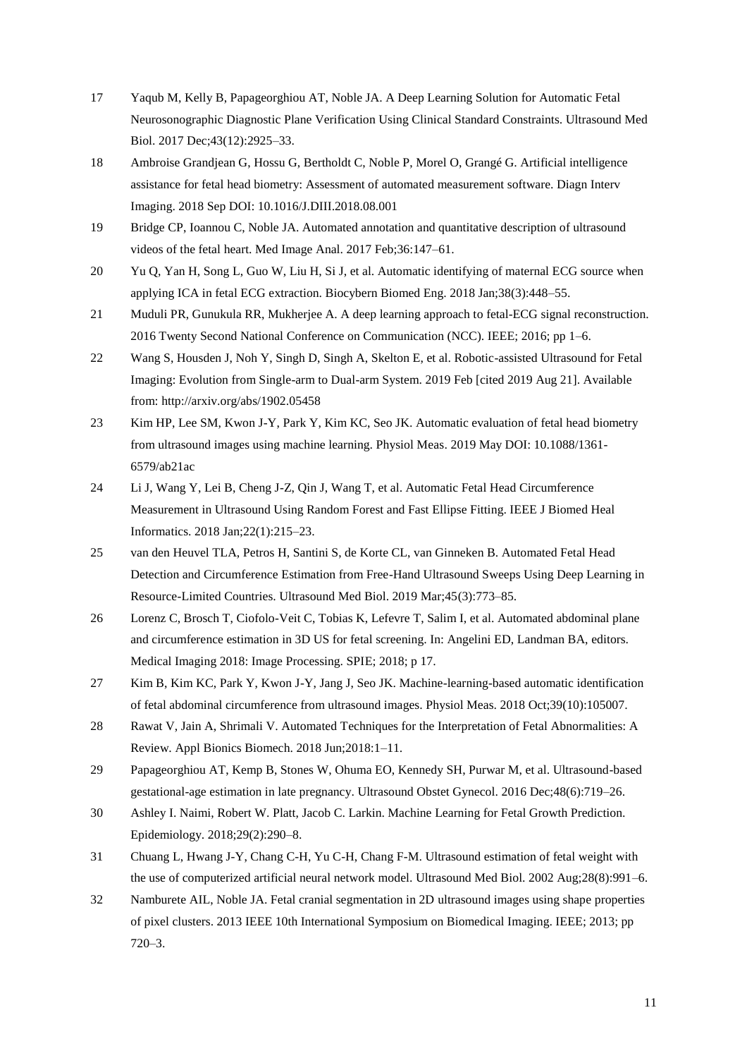17 Yaqub M, Kelly B, Papageorghiou AT, Noble JA. A Deep Learning Solution for Automatic Fetal Neurosonographic Diagnostic Plane Verification Using Clinical Standard Constraints. Ultrasound Med Biol. 2017 Dec;43(12):2925–33.

18 Ambroise Grandjean G, Hossu G, Bertholdt C, Noble P, Morel O, Grangé G. Artificial intelligence assistance for fetal head biometry: Assessment of automated measurement software. Diagn Interv Imaging. 2018 Sep DOI: 10.1016/J.DIII.2018.08.001

19 Bridge CP, Ioannou C, Noble JA. Automated annotation and quantitative description of ultrasound videos of the fetal heart. Med Image Anal. 2017 Feb;36:147–61.

20 Yu Q, Yan H, Song L, Guo W, Liu H, Si J, et al. Automatic identifying of maternal ECG source when applying ICA in fetal ECG extraction. Biocybern Biomed Eng. 2018 Jan;38(3):448–55.

21 Muduli PR, Gunukula RR, Mukherjee A. A deep learning approach to fetal-ECG signal reconstruction. 2016 Twenty Second National Conference on Communication (NCC). IEEE; 2016; pp 1–6.

22 Wang S, Housden J, Noh Y, Singh D, Singh A, Skelton E, et al. Robotic-assisted Ultrasound for Fetal Imaging: Evolution from Single-arm to Dual-arm System. 2019 Feb [cited 2019 Aug 21]. Available from: http://arxiv.org/abs/1902.05458

23 Kim HP, Lee SM, Kwon J-Y, Park Y, Kim KC, Seo JK. Automatic evaluation of fetal head biometry from ultrasound images using machine learning. Physiol Meas. 2019 May DOI: 10.1088/1361-6579/ab21ac

24 Li J, Wang Y, Lei B, Cheng J-Z, Qin J, Wang T, et al. Automatic Fetal Head Circumference Measurement in Ultrasound Using Random Forest and Fast Ellipse Fitting. IEEE J Biomed Heal Informatics. 2018 Jan;22(1):215–23.

25 van den Heuvel TLA, Petros H, Santini S, de Korte CL, van Ginneken B. Automated Fetal Head Detection and Circumference Estimation from Free-Hand Ultrasound Sweeps Using Deep Learning in Resource-Limited Countries. Ultrasound Med Biol. 2019 Mar;45(3):773–85.

26 Lorenz C, Brosch T, Ciofolo-Veit C, Tobias K, Lefevre T, Salim I, et al. Automated abdominal plane and circumference estimation in 3D US for fetal screening. In: Angelini ED, Landman BA, editors. Medical Imaging 2018: Image Processing. SPIE; 2018; p 17.

27 Kim B, Kim KC, Park Y, Kwon J-Y, Jang J, Seo JK. Machine-learning-based automatic identification of fetal abdominal circumference from ultrasound images. Physiol Meas. 2018 Oct;39(10):105007.

28 Rawat V, Jain A, Shrimali V. Automated Techniques for the Interpretation of Fetal Abnormalities: A Review. Appl Bionics Biomech. 2018 Jun;2018:1–11.

29 Papageorghiou AT, Kemp B, Stones W, Ohuma EO, Kennedy SH, Purwar M, et al. Ultrasound-based gestational-age estimation in late pregnancy. Ultrasound Obstet Gynecol. 2016 Dec;48(6):719–26.

30 Ashley I. Naimi, Robert W. Platt, Jacob C. Larkin. Machine Learning for Fetal Growth Prediction. Epidemiology. 2018;29(2):290–8.

31 Chuang L, Hwang J-Y, Chang C-H, Yu C-H, Chang F-M. Ultrasound estimation of fetal weight with the use of computerized artificial neural network model. Ultrasound Med Biol. 2002 Aug;28(8):991–6.

32 Namburete AIL, Noble JA. Fetal cranial segmentation in 2D ultrasound images using shape properties of pixel clusters. 2013 IEEE 10th International Symposium on Biomedical Imaging. IEEE; 2013; pp 720–3.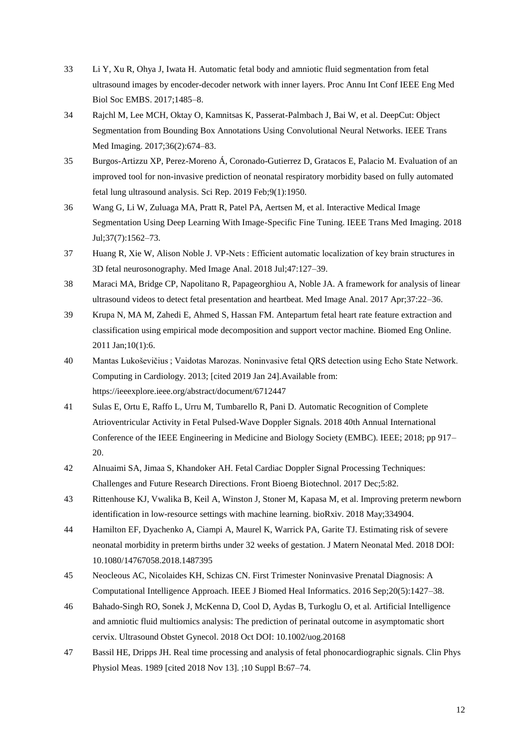33 Li Y, Xu R, Ohya J, Iwata H. Automatic fetal body and amniotic fluid segmentation from fetal ultrasound images by encoder-decoder network with inner layers. Proc Annu Int Conf IEEE Eng Med Biol Soc EMBS. 2017;1485–8.

34 Rajchl M, Lee MCH, Oktay O, Kamnitsas K, Passerat-Palmbach J, Bai W, et al. DeepCut: Object Segmentation from Bounding Box Annotations Using Convolutional Neural Networks. IEEE Trans Med Imaging. 2017;36(2):674–83.

35 Burgos-Artizzu XP, Perez-Moreno Á, Coronado-Gutierrez D, Gratacos E, Palacio M. Evaluation of an improved tool for non-invasive prediction of neonatal respiratory morbidity based on fully automated fetal lung ultrasound analysis. Sci Rep. 2019 Feb;9(1):1950.

36 Wang G, Li W, Zuluaga MA, Pratt R, Patel PA, Aertsen M, et al. Interactive Medical Image Segmentation Using Deep Learning With Image-Specific Fine Tuning. IEEE Trans Med Imaging. 2018 Jul;37(7):1562–73.

37 Huang R, Xie W, Alison Noble J. VP-Nets : Efficient automatic localization of key brain structures in 3D fetal neurosonography. Med Image Anal. 2018 Jul;47:127–39.

38 Maraci MA, Bridge CP, Napolitano R, Papageorghiou A, Noble JA. A framework for analysis of linear ultrasound videos to detect fetal presentation and heartbeat. Med Image Anal. 2017 Apr;37:22–36.

39 Krupa N, MA M, Zahedi E, Ahmed S, Hassan FM. Antepartum fetal heart rate feature extraction and classification using empirical mode decomposition and support vector machine. Biomed Eng Online. 2011 Jan;10(1):6.

40 Mantas Lukoševičius ; Vaidotas Marozas. Noninvasive fetal QRS detection using Echo State Network. Computing in Cardiology. 2013; [cited 2019 Jan 24].Available from: https://ieeexplore.ieee.org/abstract/document/6712447

41 Sulas E, Ortu E, Raffo L, Urru M, Tumbarello R, Pani D. Automatic Recognition of Complete Atrioventricular Activity in Fetal Pulsed-Wave Doppler Signals. 2018 40th Annual International Conference of the IEEE Engineering in Medicine and Biology Society (EMBC). IEEE; 2018; pp 917–20.

42 Alnuaimi SA, Jimaa S, Khandoker AH. Fetal Cardiac Doppler Signal Processing Techniques: Challenges and Future Research Directions. Front Bioeng Biotechnol. 2017 Dec;5:82.

43 Rittenhouse KJ, Vwalika B, Keil A, Winston J, Stoner M, Kapasa M, et al. Improving preterm newborn identification in low-resource settings with machine learning. bioRxiv. 2018 May;334904.

44 Hamilton EF, Dyachenko A, Ciampi A, Maurel K, Warrick PA, Garite TJ. Estimating risk of severe neonatal morbidity in preterm births under 32 weeks of gestation. J Matern Neonatal Med. 2018 DOI: 10.1080/14767058.2018.1487395

45 Neocleous AC, Nicolaides KH, Schizas CN. First Trimester Noninvasive Prenatal Diagnosis: A Computational Intelligence Approach. IEEE J Biomed Heal Informatics. 2016 Sep;20(5):1427–38.

46 Bahado-Singh RO, Sonek J, McKenna D, Cool D, Aydas B, Turkoglu O, et al. Artificial Intelligence and amniotic fluid multiomics analysis: The prediction of perinatal outcome in asymptomatic short cervix. Ultrasound Obstet Gynecol. 2018 Oct DOI: 10.1002/uog.20168

47 Bassil HE, Dripps JH. Real time processing and analysis of fetal phonocardiographic signals. Clin Phys Physiol Meas. 1989 [cited 2018 Nov 13]. ;10 Suppl B:67–74.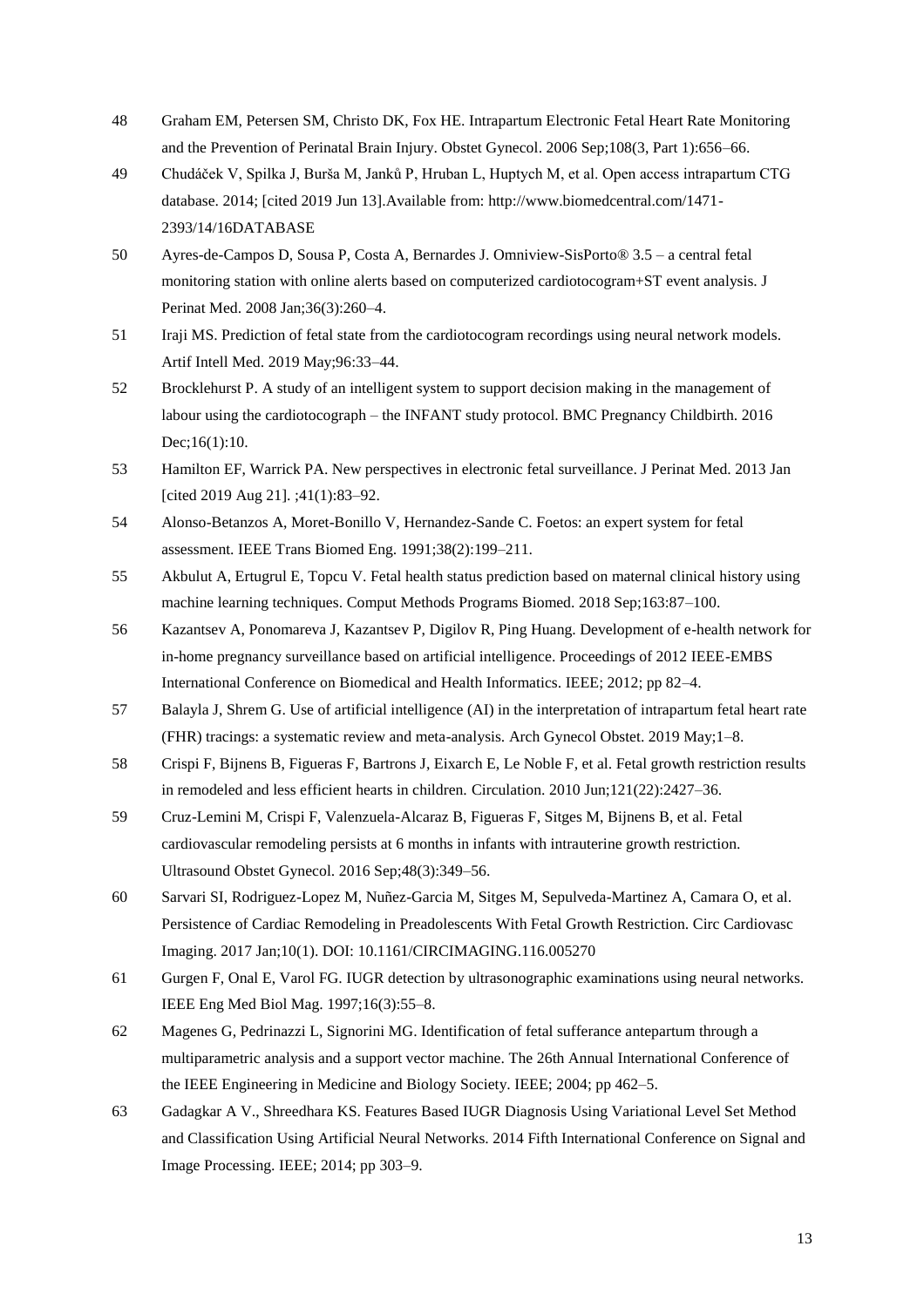48 Graham EM, Petersen SM, Christo DK, Fox HE. Intrapartum Electronic Fetal Heart Rate Monitoring and the Prevention of Perinatal Brain Injury. Obstet Gynecol. 2006 Sep;108(3, Part 1):656–66.

49 Chudáček V, Spilka J, Burša M, Janků P, Hruban L, Huptych M, et al. Open access intrapartum CTG database. 2014; [cited 2019 Jun 13].Available from: http://www.biomedcentral.com/1471-2393/14/16DATABASE

50 Ayres-de-Campos D, Sousa P, Costa A, Bernardes J. Omniview-SisPorto® 3.5 – a central fetal monitoring station with online alerts based on computerized cardiotocogram+ST event analysis. J Perinat Med. 2008 Jan;36(3):260–4.

51 Iraji MS. Prediction of fetal state from the cardiotocogram recordings using neural network models. Artif Intell Med. 2019 May;96:33–44.

52 Brocklehurst P. A study of an intelligent system to support decision making in the management of labour using the cardiotocograph – the INFANT study protocol. BMC Pregnancy Childbirth. 2016 Dec;16(1):10.

53 Hamilton EF, Warrick PA. New perspectives in electronic fetal surveillance. J Perinat Med. 2013 Jan [cited 2019 Aug 21]. ;41(1):83–92.

54 Alonso-Betanzos A, Moret-Bonillo V, Hernandez-Sande C. Foetos: an expert system for fetal assessment. IEEE Trans Biomed Eng. 1991;38(2):199–211.

55 Akbulut A, Ertugrul E, Topcu V. Fetal health status prediction based on maternal clinical history using machine learning techniques. Comput Methods Programs Biomed. 2018 Sep;163:87–100.

56 Kazantsev A, Ponomareva J, Kazantsev P, Digilov R, Ping Huang. Development of e-health network for in-home pregnancy surveillance based on artificial intelligence. Proceedings of 2012 IEEE-EMBS International Conference on Biomedical and Health Informatics. IEEE; 2012; pp 82–4.

57 Balayla J, Shrem G. Use of artificial intelligence (AI) in the interpretation of intrapartum fetal heart rate (FHR) tracings: a systematic review and meta-analysis. Arch Gynecol Obstet. 2019 May;1–8.

58 Crispi F, Bijnens B, Figueras F, Bartrons J, Eixarch E, Le Noble F, et al. Fetal growth restriction results in remodeled and less efficient hearts in children. Circulation. 2010 Jun;121(22):2427–36.

59 Cruz-Lemini M, Crispi F, Valenzuela-Alcaraz B, Figueras F, Sitges M, Bijnens B, et al. Fetal cardiovascular remodeling persists at 6 months in infants with intrauterine growth restriction. Ultrasound Obstet Gynecol. 2016 Sep;48(3):349–56.

60 Sarvari SI, Rodriguez-Lopez M, Nuñez-Garcia M, Sitges M, Sepulveda-Martinez A, Camara O, et al. Persistence of Cardiac Remodeling in Preadolescents With Fetal Growth Restriction. Circ Cardiovasc Imaging. 2017 Jan;10(1). DOI: 10.1161/CIRCIMAGING.116.005270

61 Gurgen F, Onal E, Varol FG. IUGR detection by ultrasonographic examinations using neural networks. IEEE Eng Med Biol Mag. 1997;16(3):55–8.

62 Magenes G, Pedrinazzi L, Signorini MG. Identification of fetal sufferance antepartum through a multiparametric analysis and a support vector machine. The 26th Annual International Conference of the IEEE Engineering in Medicine and Biology Society. IEEE; 2004; pp 462–5.

63 Gadagkar A V., Shreedhara KS. Features Based IUGR Diagnosis Using Variational Level Set Method and Classification Using Artificial Neural Networks. 2014 Fifth International Conference on Signal and Image Processing. IEEE; 2014; pp 303–9.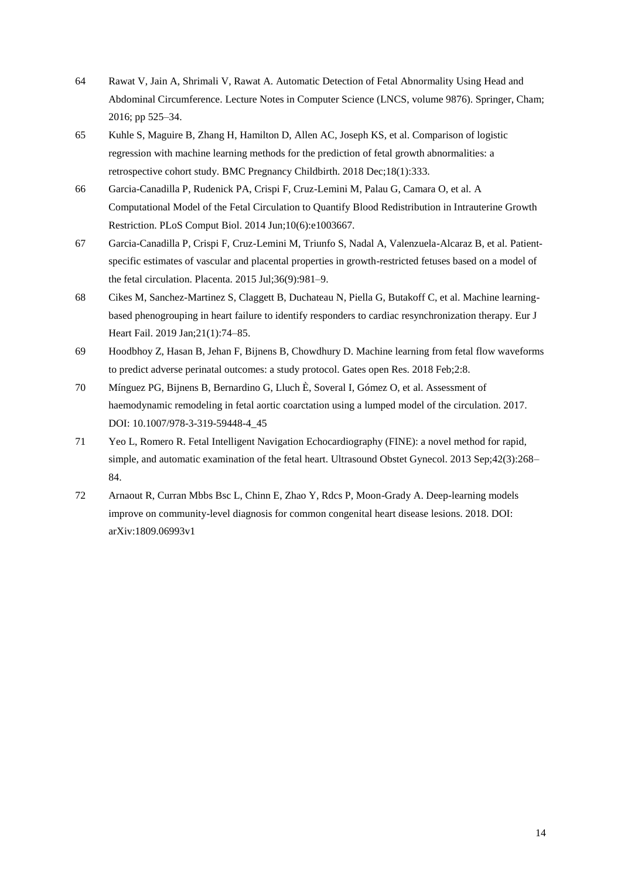64 Rawat V, Jain A, Shrimali V, Rawat A. Automatic Detection of Fetal Abnormality Using Head and Abdominal Circumference. Lecture Notes in Computer Science (LNCS, volume 9876). Springer, Cham; 2016; pp 525–34.

65 Kuhle S, Maguire B, Zhang H, Hamilton D, Allen AC, Joseph KS, et al. Comparison of logistic regression with machine learning methods for the prediction of fetal growth abnormalities: a retrospective cohort study. BMC Pregnancy Childbirth. 2018 Dec;18(1):333.

66 Garcia-Canadilla P, Rudenick PA, Crispi F, Cruz-Lemini M, Palau G, Camara O, et al. A Computational Model of the Fetal Circulation to Quantify Blood Redistribution in Intrauterine Growth Restriction. PLoS Comput Biol. 2014 Jun;10(6):e1003667.

67 Garcia-Canadilla P, Crispi F, Cruz-Lemini M, Triunfo S, Nadal A, Valenzuela-Alcaraz B, et al. Patient-specific estimates of vascular and placental properties in growth-restricted fetuses based on a model of the fetal circulation. Placenta. 2015 Jul;36(9):981–9.

68 Cikes M, Sanchez-Martinez S, Claggett B, Duchateau N, Piella G, Butakoff C, et al. Machine learning-based phenogrouping in heart failure to identify responders to cardiac resynchronization therapy. Eur J Heart Fail. 2019 Jan;21(1):74–85.

69 Hoodbhoy Z, Hasan B, Jehan F, Bijnens B, Chowdhury D. Machine learning from fetal flow waveforms to predict adverse perinatal outcomes: a study protocol. Gates open Res. 2018 Feb;2:8.

70 Mínguez PG, Bijnens B, Bernardino G, Lluch È, Soveral I, Gómez O, et al. Assessment of haemodynamic remodeling in fetal aortic coarctation using a lumped model of the circulation. 2017. DOI: 10.1007/978-3-319-59448-4_45

71 Yeo L, Romero R. Fetal Intelligent Navigation Echocardiography (FINE): a novel method for rapid, simple, and automatic examination of the fetal heart. Ultrasound Obstet Gynecol. 2013 Sep;42(3):268–84.

72 Arnaout R, Curran Mbbs Bsc L, Chinn E, Zhao Y, Rdcs P, Moon-Grady A. Deep-learning models improve on community-level diagnosis for common congenital heart disease lesions. 2018. DOI: arXiv:1809.06993v1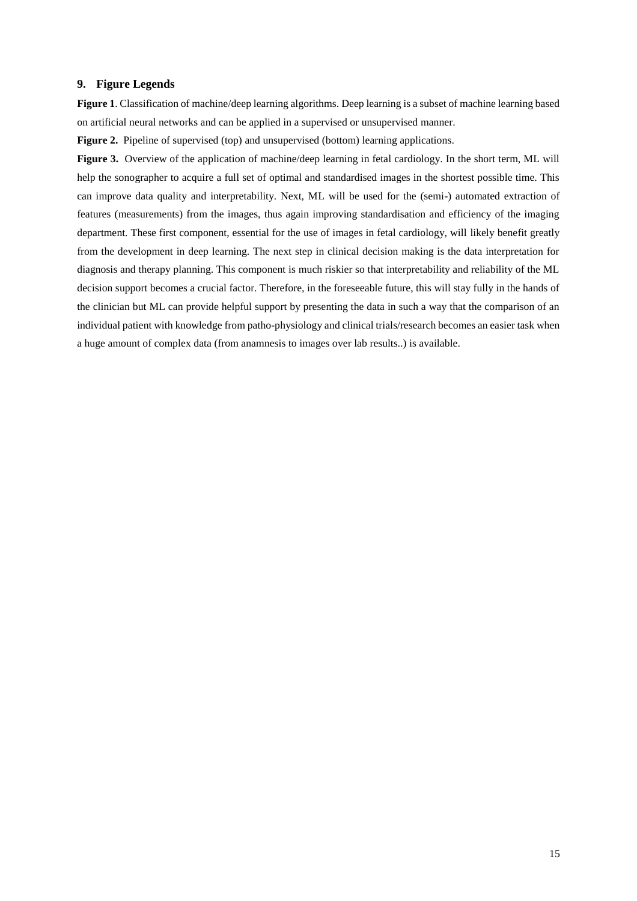## 9. Figure Legends

**Figure 1**. Classification of machine/deep learning algorithms. Deep learning is a subset of machine learning based on artificial neural networks and can be applied in a supervised or unsupervised manner.

**Figure 2.** Pipeline of supervised (top) and unsupervised (bottom) learning applications.

**Figure 3.** Overview of the application of machine/deep learning in fetal cardiology. In the short term, ML will help the sonographer to acquire a full set of optimal and standardised images in the shortest possible time. This can improve data quality and interpretability. Next, ML will be used for the (semi-) automated extraction of features (measurements) from the images, thus again improving standardisation and efficiency of the imaging department. These first component, essential for the use of images in fetal cardiology, will likely benefit greatly from the development in deep learning. The next step in clinical decision making is the data interpretation for diagnosis and therapy planning. This component is much riskier so that interpretability and reliability of the ML decision support becomes a crucial factor. Therefore, in the foreseeable future, this will stay fully in the hands of the clinician but ML can provide helpful support by presenting the data in such a way that the comparison of an individual patient with knowledge from patho-physiology and clinical trials/research becomes an easier task when a huge amount of complex data (from anamnesis to images over lab results..) is available.